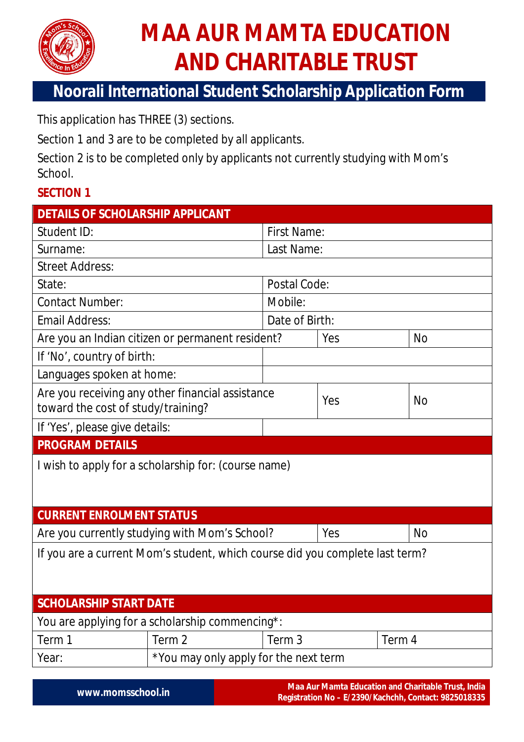# MAA AUR MAMTA EDUCATION AND CHARITABLE TRUST

## Noorali International Student Scholarship Application Form

This application has THREE (3) sections.

Section 1 and 3 are to be completed by all applicants.

Section 2 is to be completed only by applicants not currently studying with Mom's School.

### SECTION 1

| DETAILS OF SCHOLARSHIP APPLICANT | | | |
|---|---|---|---|
| Student ID: | First Name: | | |
| Surname: | Last Name: | | |
| Street Address: | | | |
| State: | Postal Code: | | |
| Contact Number: | Mobile: | | |
| Email Address: | Date of Birth: | | |
| Are you an Indian citizen or permanent resident? | | Yes | No |
| If 'No', country of birth: | | | |
| Languages spoken at home: | | | |
| Are you receiving any other financial assistance toward the cost of study/training? | | Yes | No |
| If 'Yes', please give details: | | | |

| PROGRAM DETAILS |
|---|
| I wish to apply for a scholarship for: (course name) |

| CURRENT ENROLMENT STATUS | | |
|---|---|---|
| Are you currently studying with Mom's School? | Yes | No |
| If you are a current Mom's student, which course did you complete last term? | | |

| SCHOLARSHIP START DATE | | | |
|---|---|---|---|
| You are applying for a scholarship commencing*: | | | |
| Term 1 | Term 2 | Term 3 | Term 4 |
| Year: | *You may only apply for the next term | | |

www.momsschool.in

Maa Aur Mamta Education and Charitable Trust, India
Registration No – E/2390/Kachchh, Contact: 9825018335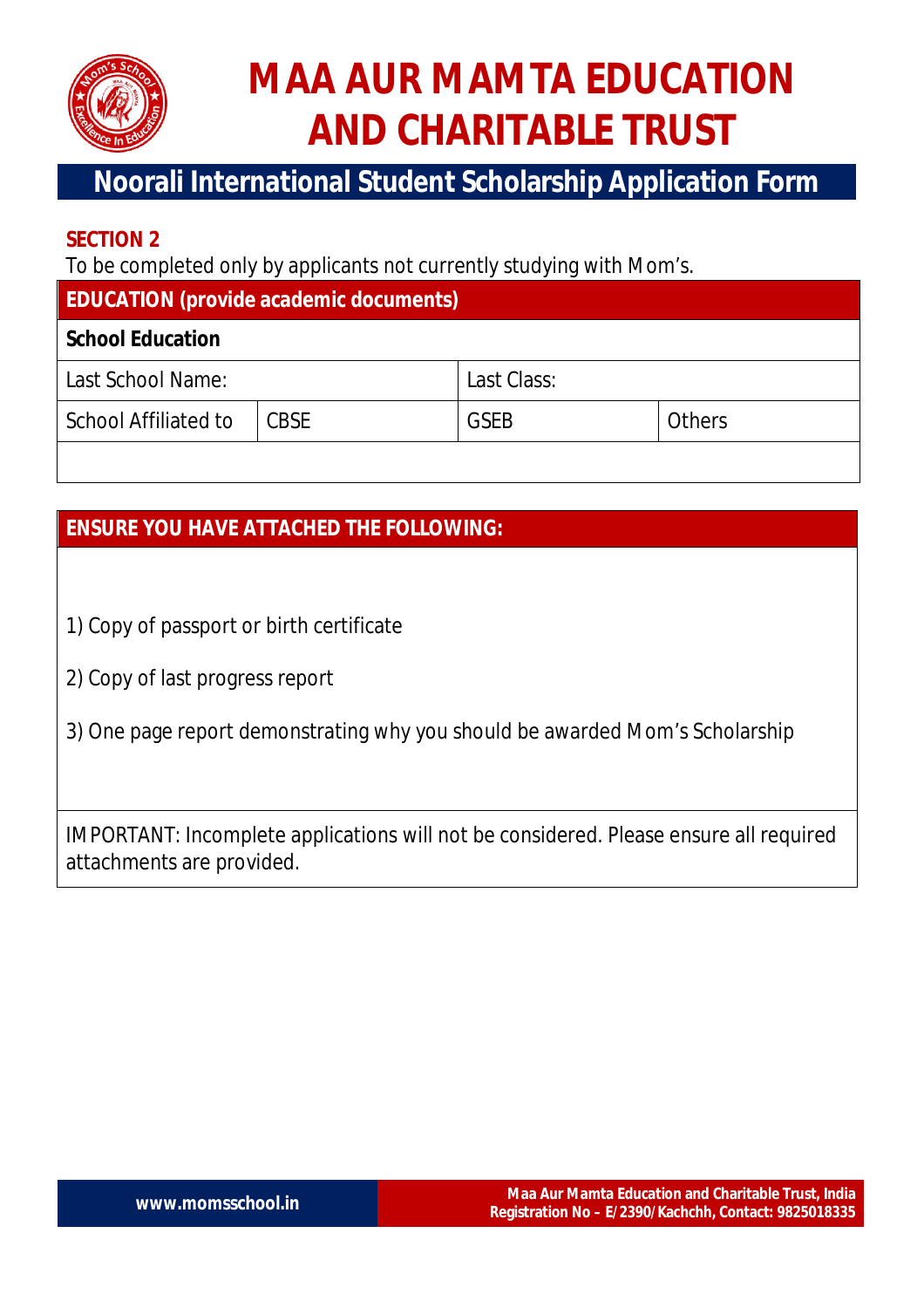# MAA AUR MAMTA EDUCATION AND CHARITABLE TRUST

## Noorali International Student Scholarship Application Form

**SECTION 2**

To be completed only by applicants not currently studying with Mom's.

| **EDUCATION (provide academic documents)** | | | |
|---|---|---|---|
| **School Education** | | | |
| Last School Name: | | Last Class: | |
| School Affiliated to | CBSE | GSEB | Others |
| | | | |

**ENSURE YOU HAVE ATTACHED THE FOLLOWING:**

1) Copy of passport or birth certificate

2) Copy of last progress report

3) One page report demonstrating why you should be awarded Mom's Scholarship

IMPORTANT: Incomplete applications will not be considered. Please ensure all required attachments are provided.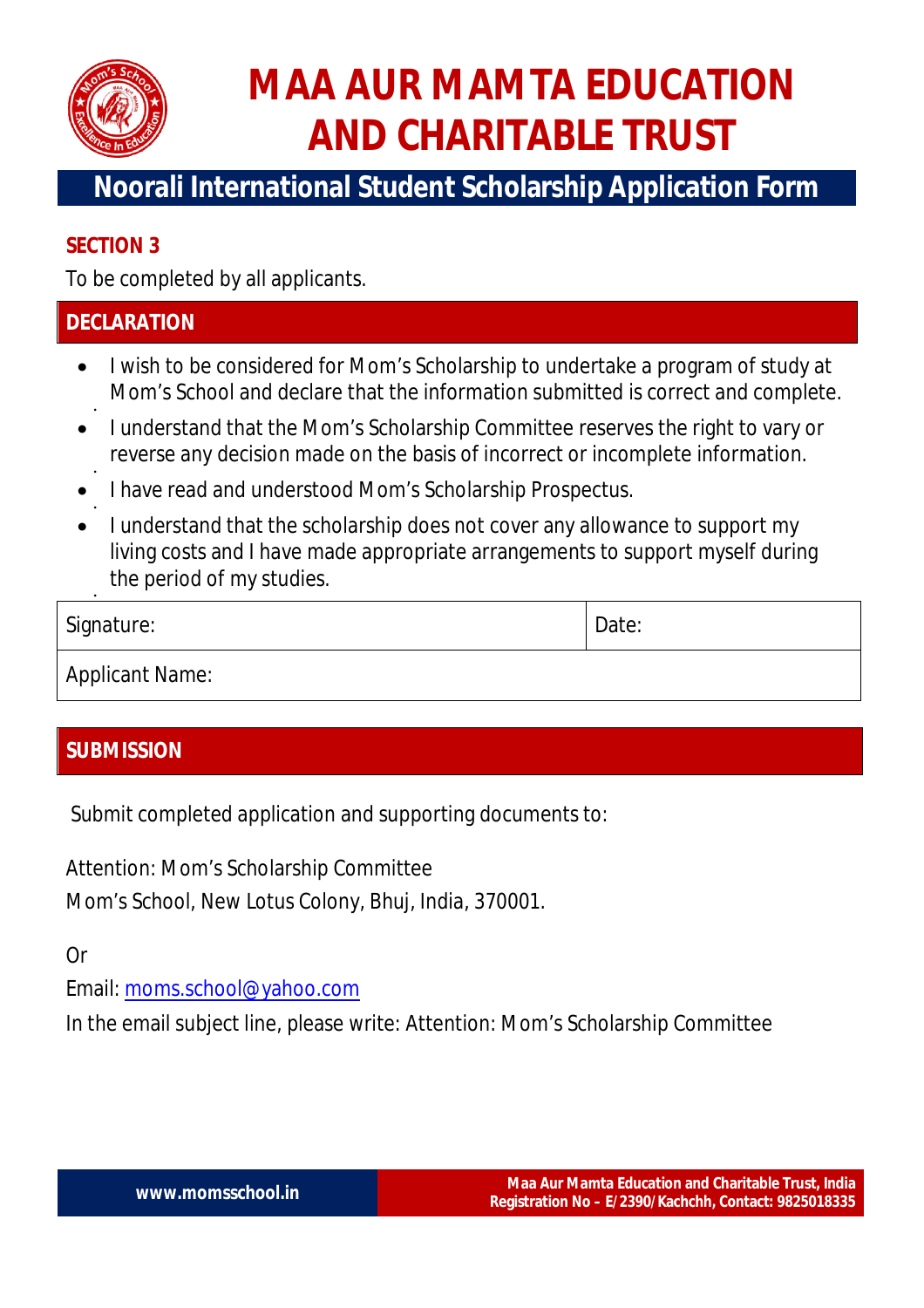# MAA AUR MAMTA EDUCATION AND CHARITABLE TRUST

## Noorali International Student Scholarship Application Form

### SECTION 3

To be completed by all applicants.

### DECLARATION

- I wish to be considered for Mom's Scholarship to undertake a program of study at Mom's School and declare that the information submitted is correct and complete.
- I understand that the Mom's Scholarship Committee reserves the right to vary or reverse any decision made on the basis of incorrect or incomplete information.
- I have read and understood Mom's Scholarship Prospectus.
- I understand that the scholarship does not cover any allowance to support my living costs and I have made appropriate arrangements to support myself during the period of my studies.

| | |
|---|---|
| Signature: | Date: |
| Applicant Name: | |

### SUBMISSION

Submit completed application and supporting documents to:

Attention: Mom's Scholarship Committee
Mom's School, New Lotus Colony, Bhuj, India, 370001.

Or

Email: moms.school@yahoo.com
In the email subject line, please write: Attention: Mom's Scholarship Committee

www.momsschool.in

Maa Aur Mamta Education and Charitable Trust, India
Registration No – E/2390/Kachchh, Contact: 9825018335